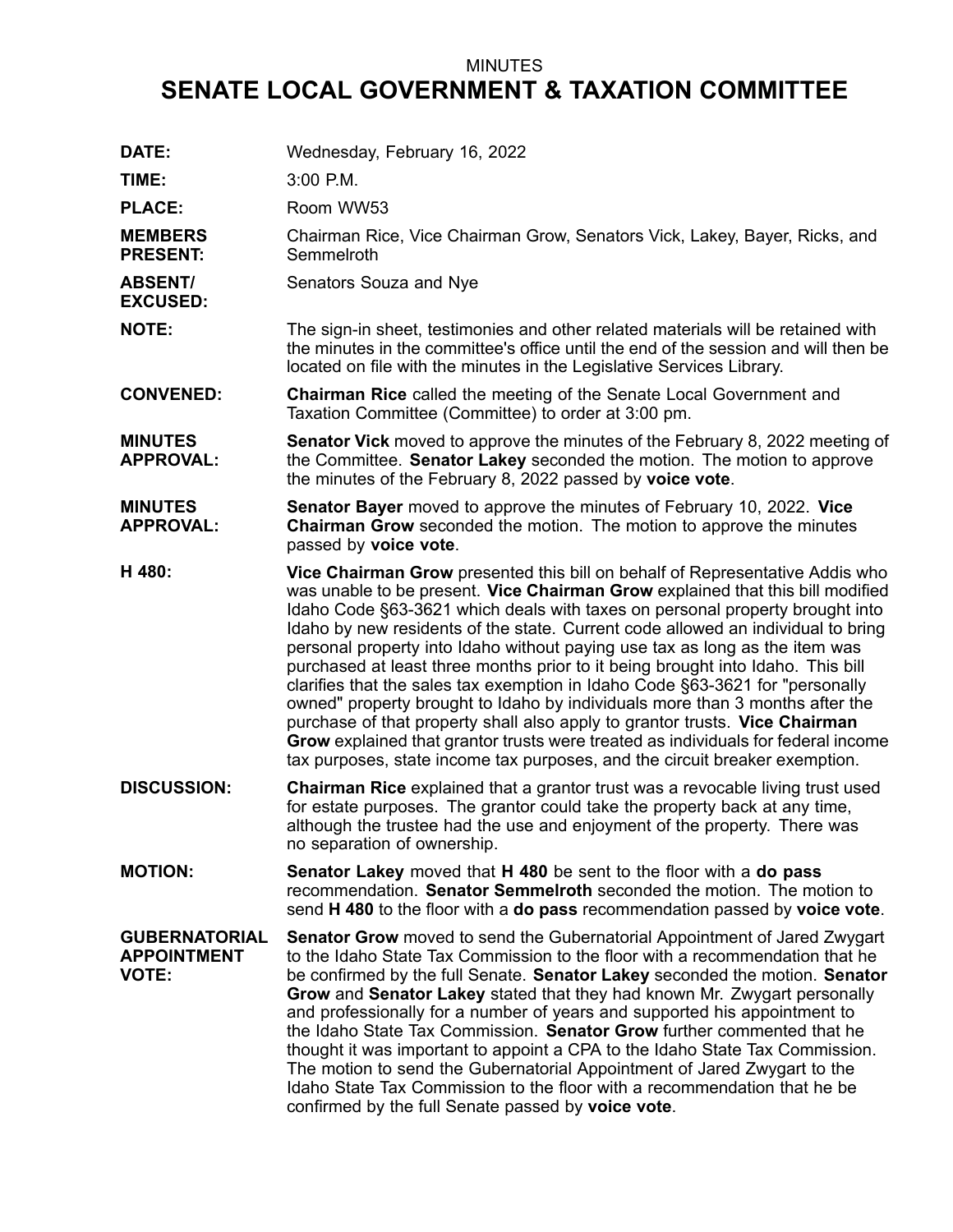MINUTES

# SENATE LOCAL GOVERNMENT & TAXATION COMMITTEE

**DATE:** Wednesday, February 16, 2022

**TIME:** 3:00 P.M.

**PLACE:** Room WW53

**MEMBERS PRESENT:** Chairman Rice, Vice Chairman Grow, Senators Vick, Lakey, Bayer, Ricks, and Semmelroth

**ABSENT/ EXCUSED:** Senators Souza and Nye

**NOTE:** The sign-in sheet, testimonies and other related materials will be retained with the minutes in the committee's office until the end of the session and will then be located on file with the minutes in the Legislative Services Library.

**CONVENED:** **Chairman Rice** called the meeting of the Senate Local Government and Taxation Committee (Committee) to order at 3:00 pm.

**MINUTES APPROVAL:** **Senator Vick** moved to approve the minutes of the February 8, 2022 meeting of the Committee. **Senator Lakey** seconded the motion. The motion to approve the minutes of the February 8, 2022 passed by **voice vote**.

**MINUTES APPROVAL:** **Senator Bayer** moved to approve the minutes of February 10, 2022. **Vice Chairman Grow** seconded the motion. The motion to approve the minutes passed by **voice vote**.

**H 480:** **Vice Chairman Grow** presented this bill on behalf of Representative Addis who was unable to be present. **Vice Chairman Grow** explained that this bill modified Idaho Code §63-3621 which deals with taxes on personal property brought into Idaho by new residents of the state. Current code allowed an individual to bring personal property into Idaho without paying use tax as long as the item was purchased at least three months prior to it being brought into Idaho. This bill clarifies that the sales tax exemption in Idaho Code §63-3621 for "personally owned" property brought to Idaho by individuals more than 3 months after the purchase of that property shall also apply to grantor trusts. **Vice Chairman Grow** explained that grantor trusts were treated as individuals for federal income tax purposes, state income tax purposes, and the circuit breaker exemption.

**DISCUSSION:** **Chairman Rice** explained that a grantor trust was a revocable living trust used for estate purposes. The grantor could take the property back at any time, although the trustee had the use and enjoyment of the property. There was no separation of ownership.

**MOTION:** **Senator Lakey** moved that **H 480** be sent to the floor with a **do pass** recommendation. **Senator Semmelroth** seconded the motion. The motion to send **H 480** to the floor with a **do pass** recommendation passed by **voice vote**.

**GUBERNATORIAL APPOINTMENT VOTE:** **Senator Grow** moved to send the Gubernatorial Appointment of Jared Zwygart to the Idaho State Tax Commission to the floor with a recommendation that he be confirmed by the full Senate. **Senator Lakey** seconded the motion. **Senator Grow** and **Senator Lakey** stated that they had known Mr. Zwygart personally and professionally for a number of years and supported his appointment to the Idaho State Tax Commission. **Senator Grow** further commented that he thought it was important to appoint a CPA to the Idaho State Tax Commission. The motion to send the Gubernatorial Appointment of Jared Zwygart to the Idaho State Tax Commission to the floor with a recommendation that he be confirmed by the full Senate passed by **voice vote**.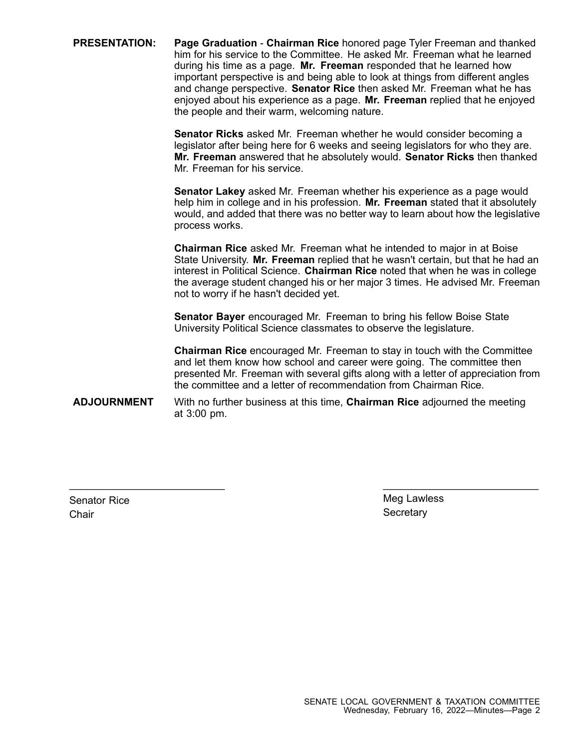**PRESENTATION:** **Page Graduation** - **Chairman Rice** honored page Tyler Freeman and thanked him for his service to the Committee. He asked Mr. Freeman what he learned during his time as a page. **Mr. Freeman** responded that he learned how important perspective is and being able to look at things from different angles and change perspective. **Senator Rice** then asked Mr. Freeman what he has enjoyed about his experience as a page. **Mr. Freeman** replied that he enjoyed the people and their warm, welcoming nature.

**Senator Ricks** asked Mr. Freeman whether he would consider becoming a legislator after being here for 6 weeks and seeing legislators for who they are. **Mr. Freeman** answered that he absolutely would. **Senator Ricks** then thanked Mr. Freeman for his service.

**Senator Lakey** asked Mr. Freeman whether his experience as a page would help him in college and in his profession. **Mr. Freeman** stated that it absolutely would, and added that there was no better way to learn about how the legislative process works.

**Chairman Rice** asked Mr. Freeman what he intended to major in at Boise State University. **Mr. Freeman** replied that he wasn't certain, but that he had an interest in Political Science. **Chairman Rice** noted that when he was in college the average student changed his or her major 3 times. He advised Mr. Freeman not to worry if he hasn't decided yet.

**Senator Bayer** encouraged Mr. Freeman to bring his fellow Boise State University Political Science classmates to observe the legislature.

**Chairman Rice** encouraged Mr. Freeman to stay in touch with the Committee and let them know how school and career were going. The committee then presented Mr. Freeman with several gifts along with a letter of appreciation from the committee and a letter of recommendation from Chairman Rice.

**ADJOURNMENT** With no further business at this time, **Chairman Rice** adjourned the meeting at 3:00 pm.

\_\_\_\_\_\_\_\_\_\_\_\_\_\_\_\_\_\_\_\_\_\_\_\_\_\_\_

Senator Rice
Chair

\_\_\_\_\_\_\_\_\_\_\_\_\_\_\_\_\_\_\_\_\_\_\_\_\_\_\_

Meg Lawless
Secretary